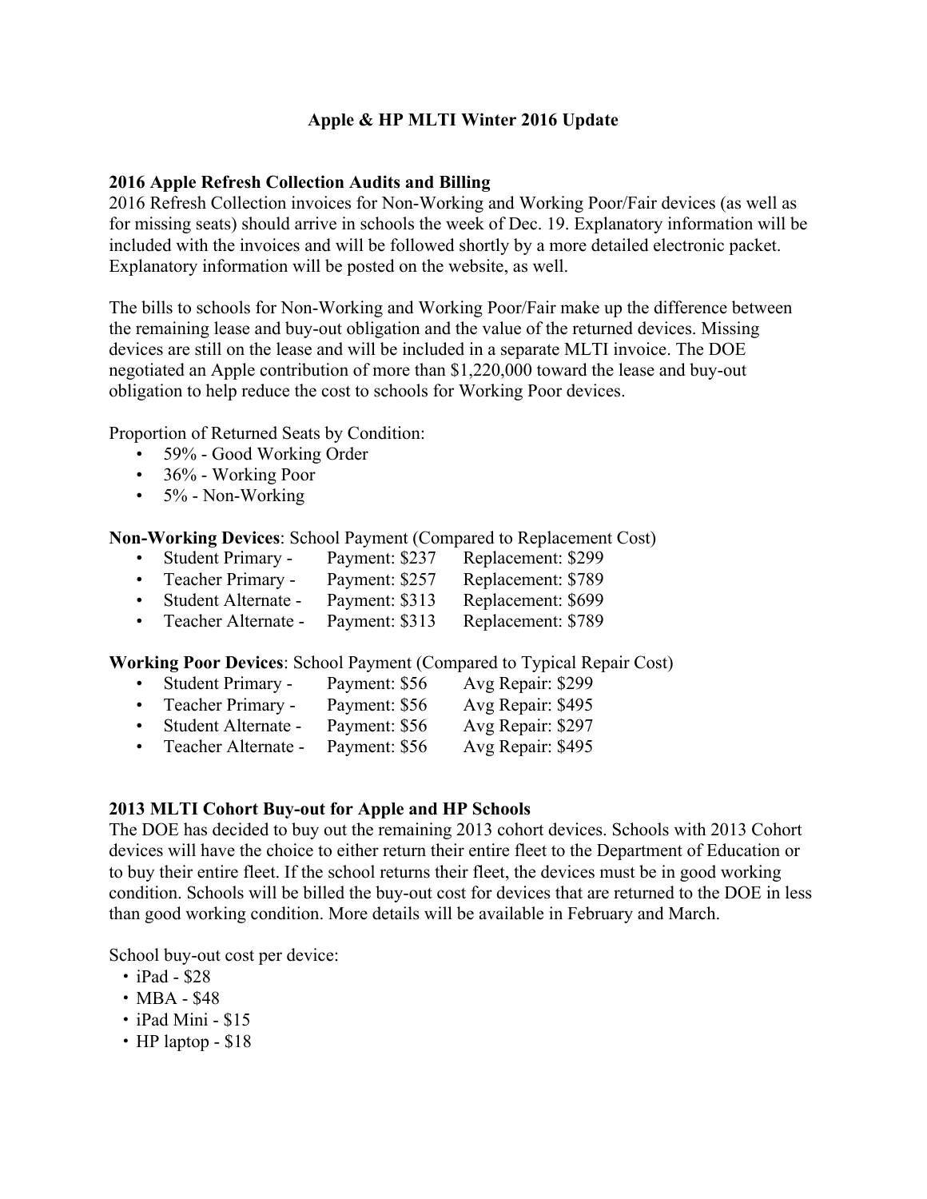# Apple & HP MLTI Winter 2016 Update

**2016 Apple Refresh Collection Audits and Billing**

2016 Refresh Collection invoices for Non-Working and Working Poor/Fair devices (as well as for missing seats) should arrive in schools the week of Dec. 19. Explanatory information will be included with the invoices and will be followed shortly by a more detailed electronic packet. Explanatory information will be posted on the website, as well.

The bills to schools for Non-Working and Working Poor/Fair make up the difference between the remaining lease and buy-out obligation and the value of the returned devices. Missing devices are still on the lease and will be included in a separate MLTI invoice. The DOE negotiated an Apple contribution of more than $1,220,000 toward the lease and buy-out obligation to help reduce the cost to schools for Working Poor devices.

Proportion of Returned Seats by Condition:

- 59% - Good Working Order
- 36% - Working Poor
- 5% - Non-Working

**Non-Working Devices**: School Payment (Compared to Replacement Cost)

- Student Primary - Payment: $237 Replacement: $299
- Teacher Primary - Payment: $257 Replacement: $789
- Student Alternate - Payment: $313 Replacement: $699
- Teacher Alternate - Payment: $313 Replacement: $789

**Working Poor Devices**: School Payment (Compared to Typical Repair Cost)

- Student Primary - Payment: $56 Avg Repair: $299
- Teacher Primary - Payment: $56 Avg Repair: $495
- Student Alternate - Payment: $56 Avg Repair: $297
- Teacher Alternate - Payment: $56 Avg Repair: $495

**2013 MLTI Cohort Buy-out for Apple and HP Schools**

The DOE has decided to buy out the remaining 2013 cohort devices. Schools with 2013 Cohort devices will have the choice to either return their entire fleet to the Department of Education or to buy their entire fleet. If the school returns their fleet, the devices must be in good working condition. Schools will be billed the buy-out cost for devices that are returned to the DOE in less than good working condition. More details will be available in February and March.

School buy-out cost per device:

- iPad - $28
- MBA - $48
- iPad Mini - $15
- HP laptop - $18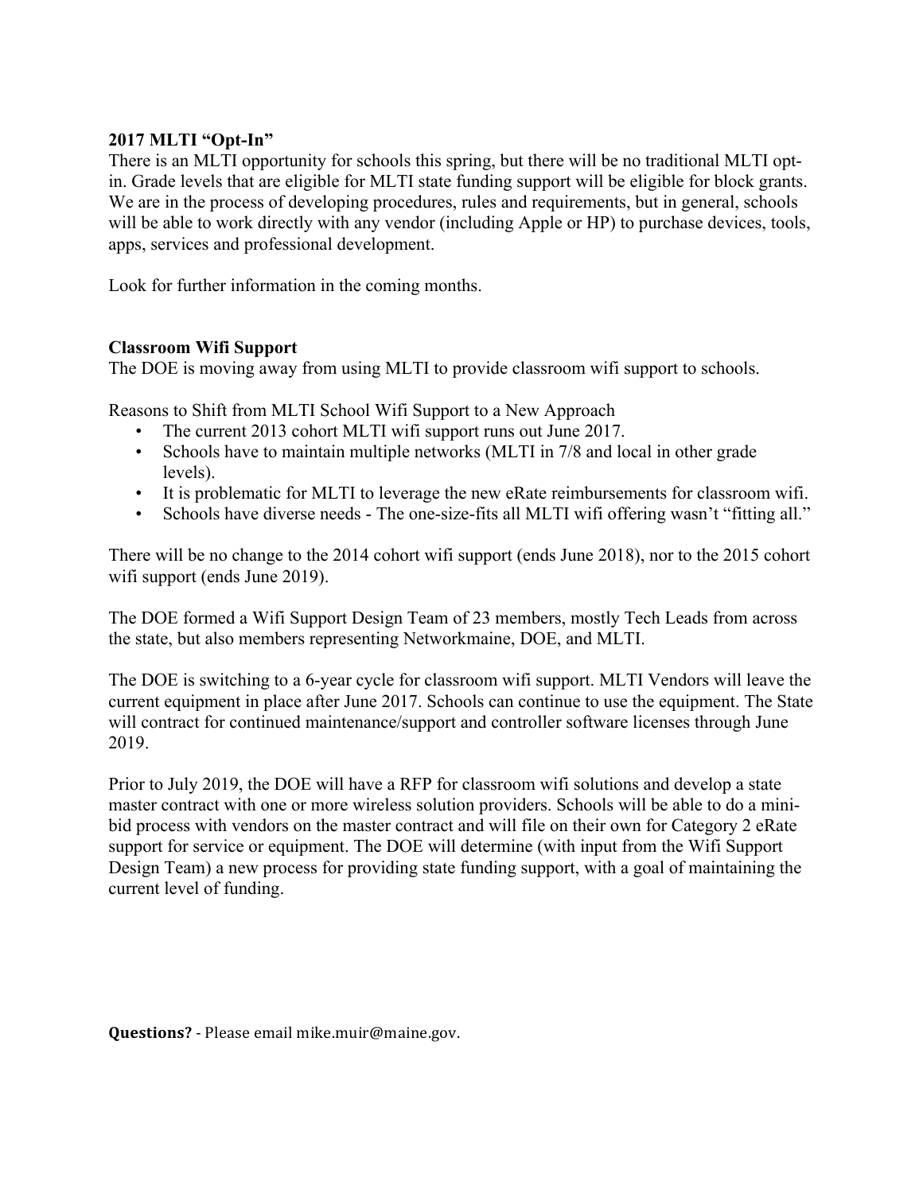## 2017 MLTI "Opt-In"

There is an MLTI opportunity for schools this spring, but there will be no traditional MLTI opt-in. Grade levels that are eligible for MLTI state funding support will be eligible for block grants. We are in the process of developing procedures, rules and requirements, but in general, schools will be able to work directly with any vendor (including Apple or HP) to purchase devices, tools, apps, services and professional development.

Look for further information in the coming months.

## Classroom Wifi Support

The DOE is moving away from using MLTI to provide classroom wifi support to schools.

Reasons to Shift from MLTI School Wifi Support to a New Approach

- The current 2013 cohort MLTI wifi support runs out June 2017.
- Schools have to maintain multiple networks (MLTI in 7/8 and local in other grade levels).
- It is problematic for MLTI to leverage the new eRate reimbursements for classroom wifi.
- Schools have diverse needs - The one-size-fits all MLTI wifi offering wasn't "fitting all."

There will be no change to the 2014 cohort wifi support (ends June 2018), nor to the 2015 cohort wifi support (ends June 2019).

The DOE formed a Wifi Support Design Team of 23 members, mostly Tech Leads from across the state, but also members representing Networkmaine, DOE, and MLTI.

The DOE is switching to a 6-year cycle for classroom wifi support. MLTI Vendors will leave the current equipment in place after June 2017. Schools can continue to use the equipment. The State will contract for continued maintenance/support and controller software licenses through June 2019.

Prior to July 2019, the DOE will have a RFP for classroom wifi solutions and develop a state master contract with one or more wireless solution providers. Schools will be able to do a mini-bid process with vendors on the master contract and will file on their own for Category 2 eRate support for service or equipment. The DOE will determine (with input from the Wifi Support Design Team) a new process for providing state funding support, with a goal of maintaining the current level of funding.

**Questions?** - Please email mike.muir@maine.gov.